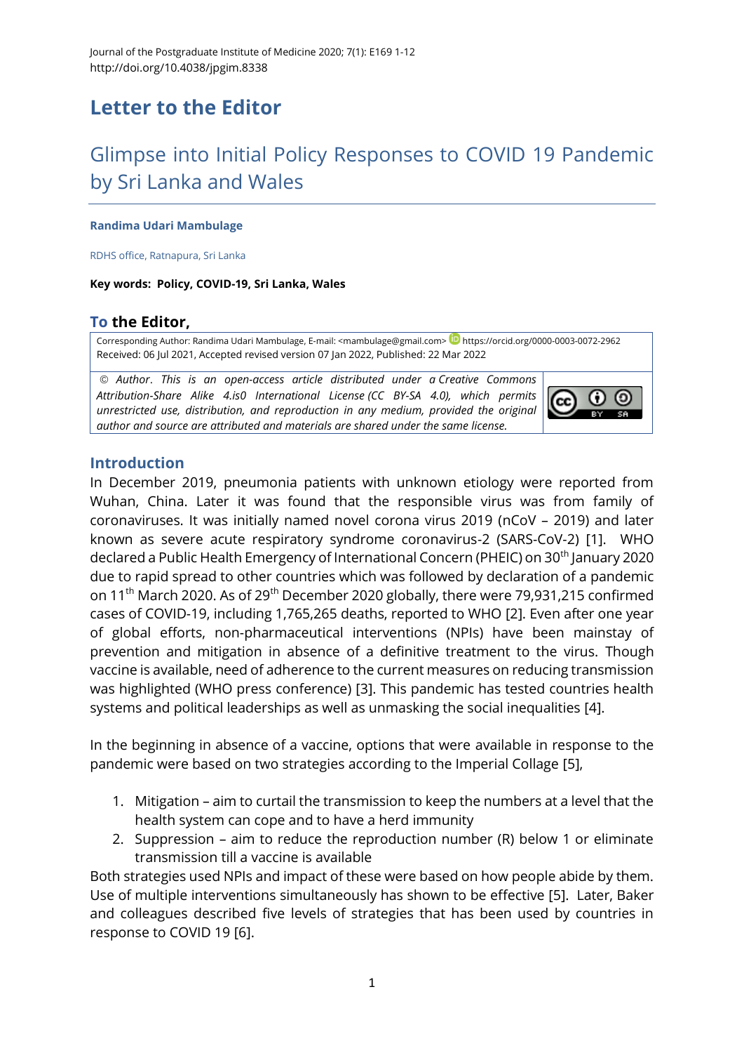## Letter to the Editor

# Glimpse into Initial Policy Responses to COVID 19 Pandemic by Sri Lanka and Wales

**Randima Udari Mambulage**

RDHS office, Ratnapura, Sri Lanka

**Key words: Policy, COVID-19, Sri Lanka, Wales**

### To the Editor,

Corresponding Author: Randima Udari Mambulage, E-mail: <mambulage@gmail.com> https://orcid.org/0000-0003-0072-2962
Received: 06 Jul 2021, Accepted revised version 07 Jan 2022, Published: 22 Mar 2022

*© Author. This is an open-access article distributed under a Creative Commons Attribution-Share Alike 4.is0 International License (CC BY-SA 4.0), which permits unrestricted use, distribution, and reproduction in any medium, provided the original author and source are attributed and materials are shared under the same license.*

### Introduction

In December 2019, pneumonia patients with unknown etiology were reported from Wuhan, China. Later it was found that the responsible virus was from family of coronaviruses. It was initially named novel corona virus 2019 (nCoV – 2019) and later known as severe acute respiratory syndrome coronavirus-2 (SARS-CoV-2) [1]. WHO declared a Public Health Emergency of International Concern (PHEIC) on 30th January 2020 due to rapid spread to other countries which was followed by declaration of a pandemic on 11th March 2020. As of 29th December 2020 globally, there were 79,931,215 confirmed cases of COVID-19, including 1,765,265 deaths, reported to WHO [2]. Even after one year of global efforts, non-pharmaceutical interventions (NPIs) have been mainstay of prevention and mitigation in absence of a definitive treatment to the virus. Though vaccine is available, need of adherence to the current measures on reducing transmission was highlighted (WHO press conference) [3]. This pandemic has tested countries health systems and political leaderships as well as unmasking the social inequalities [4].

In the beginning in absence of a vaccine, options that were available in response to the pandemic were based on two strategies according to the Imperial Collage [5],

1. Mitigation – aim to curtail the transmission to keep the numbers at a level that the health system can cope and to have a herd immunity
2. Suppression – aim to reduce the reproduction number (R) below 1 or eliminate transmission till a vaccine is available

Both strategies used NPIs and impact of these were based on how people abide by them. Use of multiple interventions simultaneously has shown to be effective [5]. Later, Baker and colleagues described five levels of strategies that has been used by countries in response to COVID 19 [6].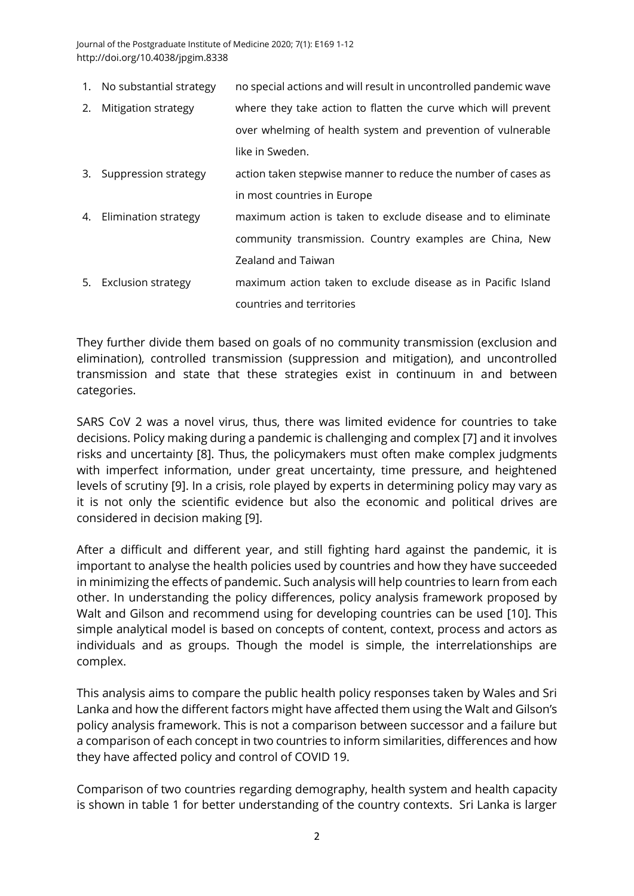1. No substantial strategy — no special actions and will result in uncontrolled pandemic wave
2. Mitigation strategy — where they take action to flatten the curve which will prevent over whelming of health system and prevention of vulnerable like in Sweden.
3. Suppression strategy — action taken stepwise manner to reduce the number of cases as in most countries in Europe
4. Elimination strategy — maximum action is taken to exclude disease and to eliminate community transmission. Country examples are China, New Zealand and Taiwan
5. Exclusion strategy — maximum action taken to exclude disease as in Pacific Island countries and territories

They further divide them based on goals of no community transmission (exclusion and elimination), controlled transmission (suppression and mitigation), and uncontrolled transmission and state that these strategies exist in continuum in and between categories.

SARS CoV 2 was a novel virus, thus, there was limited evidence for countries to take decisions. Policy making during a pandemic is challenging and complex [7] and it involves risks and uncertainty [8]. Thus, the policymakers must often make complex judgments with imperfect information, under great uncertainty, time pressure, and heightened levels of scrutiny [9]. In a crisis, role played by experts in determining policy may vary as it is not only the scientific evidence but also the economic and political drives are considered in decision making [9].

After a difficult and different year, and still fighting hard against the pandemic, it is important to analyse the health policies used by countries and how they have succeeded in minimizing the effects of pandemic. Such analysis will help countries to learn from each other. In understanding the policy differences, policy analysis framework proposed by Walt and Gilson and recommend using for developing countries can be used [10]. This simple analytical model is based on concepts of content, context, process and actors as individuals and as groups. Though the model is simple, the interrelationships are complex.

This analysis aims to compare the public health policy responses taken by Wales and Sri Lanka and how the different factors might have affected them using the Walt and Gilson's policy analysis framework. This is not a comparison between successor and a failure but a comparison of each concept in two countries to inform similarities, differences and how they have affected policy and control of COVID 19.

Comparison of two countries regarding demography, health system and health capacity is shown in table 1 for better understanding of the country contexts. Sri Lanka is larger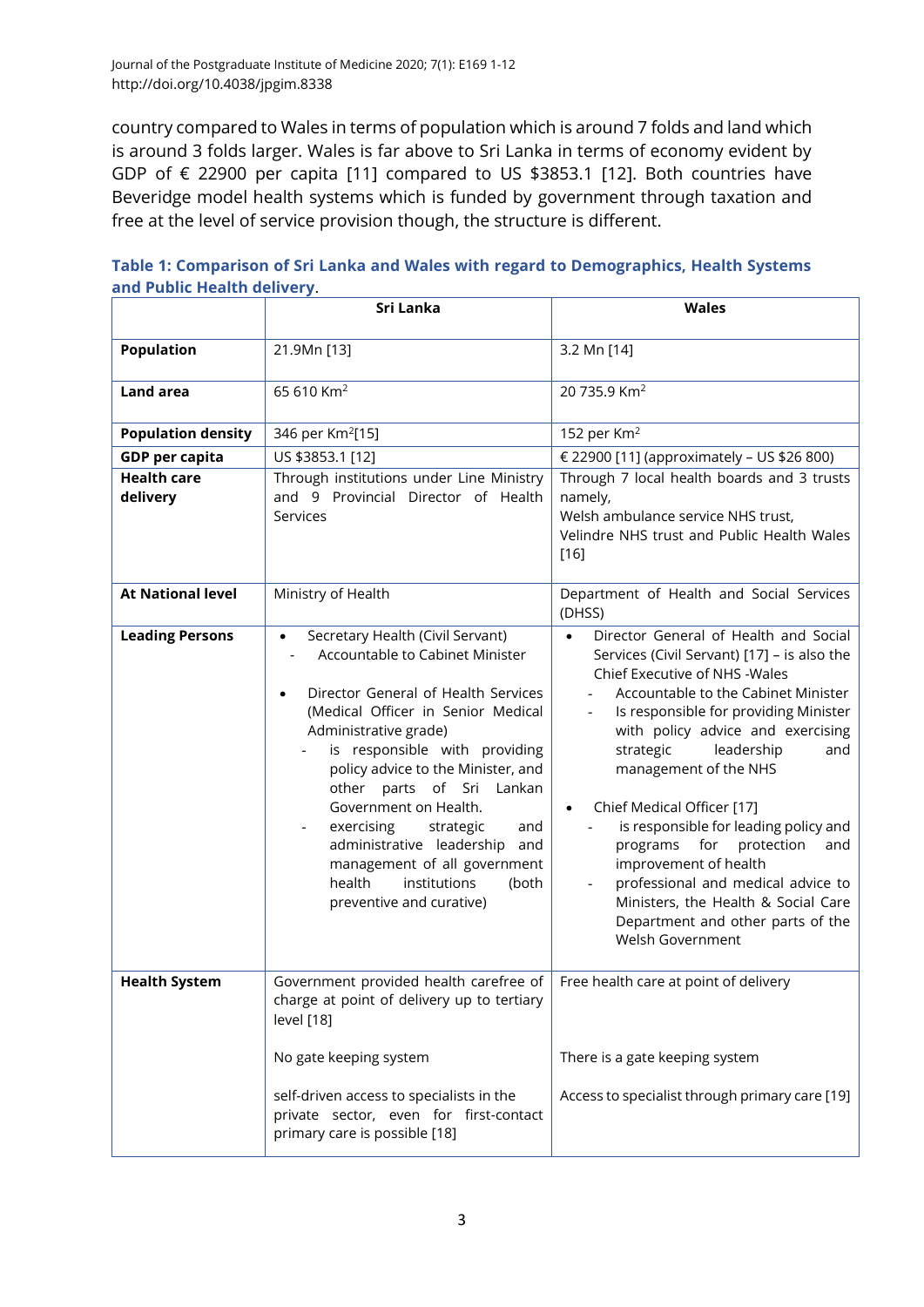country compared to Wales in terms of population which is around 7 folds and land which is around 3 folds larger. Wales is far above to Sri Lanka in terms of economy evident by GDP of € 22900 per capita [11] compared to US $3853.1 [12]. Both countries have Beveridge model health systems which is funded by government through taxation and free at the level of service provision though, the structure is different.

**Table 1: Comparison of Sri Lanka and Wales with regard to Demographics, Health Systems and Public Health delivery**.

| | Sri Lanka | Wales |
|---|---|---|
| **Population** | 21.9Mn [13] | 3.2 Mn [14] |
| **Land area** | 65 610 $Km^2$ | 20 735.9 $Km^2$ |
| **Population density** | 346 per $Km^2$[15] | 152 per $Km^2$ |
| **GDP per capita** | US $3853.1 [12] | € 22900 [11] (approximately – US $26 800) |
| **Health care delivery** | Through institutions under Line Ministry and 9 Provincial Director of Health Services | Through 7 local health boards and 3 trusts namely,<br>Welsh ambulance service NHS trust,<br>Velindre NHS trust and Public Health Wales [16] |
| **At National level** | Ministry of Health | Department of Health and Social Services (DHSS) |
| **Leading Persons** | • Secretary Health (Civil Servant)<br>- Accountable to Cabinet Minister<br><br>• Director General of Health Services (Medical Officer in Senior Medical Administrative grade)<br>- is responsible with providing policy advice to the Minister, and other parts of Sri Lankan Government on Health.<br>- exercising strategic and administrative leadership and management of all government health institutions (both preventive and curative) | • Director General of Health and Social Services (Civil Servant) [17] – is also the Chief Executive of NHS -Wales<br>- Accountable to the Cabinet Minister<br>- Is responsible for providing Minister with policy advice and exercising strategic leadership and management of the NHS<br><br>• Chief Medical Officer [17]<br>- is responsible for leading policy and programs for protection and improvement of health<br>- professional and medical advice to Ministers, the Health & Social Care Department and other parts of the Welsh Government |
| **Health System** | Government provided health carefree of charge at point of delivery up to tertiary level [18]<br><br>No gate keeping system<br><br>self-driven access to specialists in the private sector, even for first-contact primary care is possible [18] | Free health care at point of delivery<br><br>There is a gate keeping system<br><br>Access to specialist through primary care [19] |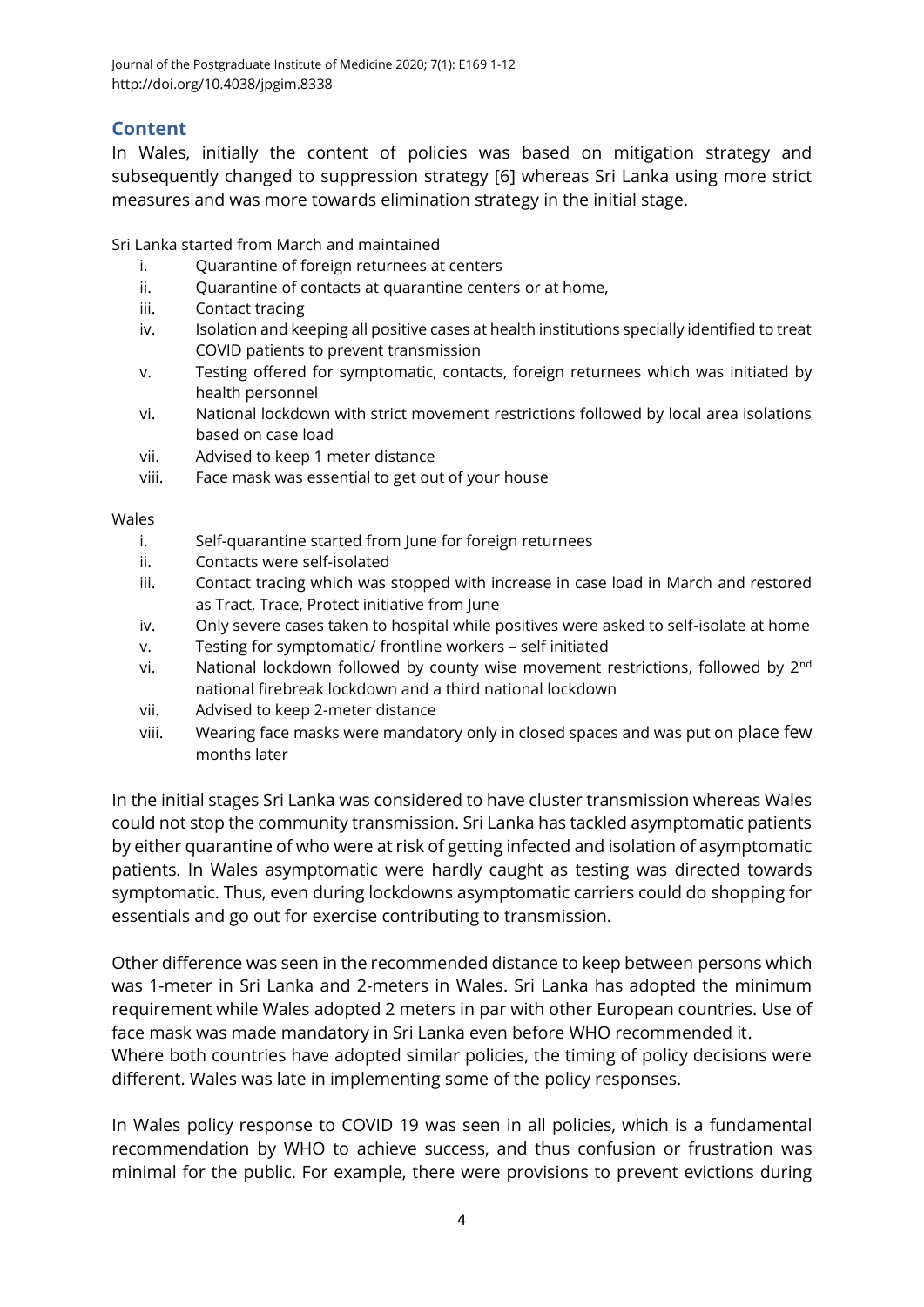## Content

In Wales, initially the content of policies was based on mitigation strategy and subsequently changed to suppression strategy [6] whereas Sri Lanka using more strict measures and was more towards elimination strategy in the initial stage.

Sri Lanka started from March and maintained

i. Quarantine of foreign returnees at centers
ii. Quarantine of contacts at quarantine centers or at home,
iii. Contact tracing
iv. Isolation and keeping all positive cases at health institutions specially identified to treat COVID patients to prevent transmission
v. Testing offered for symptomatic, contacts, foreign returnees which was initiated by health personnel
vi. National lockdown with strict movement restrictions followed by local area isolations based on case load
vii. Advised to keep 1 meter distance
viii. Face mask was essential to get out of your house

Wales

i. Self-quarantine started from June for foreign returnees
ii. Contacts were self-isolated
iii. Contact tracing which was stopped with increase in case load in March and restored as Tract, Trace, Protect initiative from June
iv. Only severe cases taken to hospital while positives were asked to self-isolate at home
v. Testing for symptomatic/ frontline workers – self initiated
vi. National lockdown followed by county wise movement restrictions, followed by 2nd national firebreak lockdown and a third national lockdown
vii. Advised to keep 2-meter distance
viii. Wearing face masks were mandatory only in closed spaces and was put on place few months later

In the initial stages Sri Lanka was considered to have cluster transmission whereas Wales could not stop the community transmission. Sri Lanka has tackled asymptomatic patients by either quarantine of who were at risk of getting infected and isolation of asymptomatic patients. In Wales asymptomatic were hardly caught as testing was directed towards symptomatic. Thus, even during lockdowns asymptomatic carriers could do shopping for essentials and go out for exercise contributing to transmission.

Other difference was seen in the recommended distance to keep between persons which was 1-meter in Sri Lanka and 2-meters in Wales. Sri Lanka has adopted the minimum requirement while Wales adopted 2 meters in par with other European countries. Use of face mask was made mandatory in Sri Lanka even before WHO recommended it.
Where both countries have adopted similar policies, the timing of policy decisions were different. Wales was late in implementing some of the policy responses.

In Wales policy response to COVID 19 was seen in all policies, which is a fundamental recommendation by WHO to achieve success, and thus confusion or frustration was minimal for the public. For example, there were provisions to prevent evictions during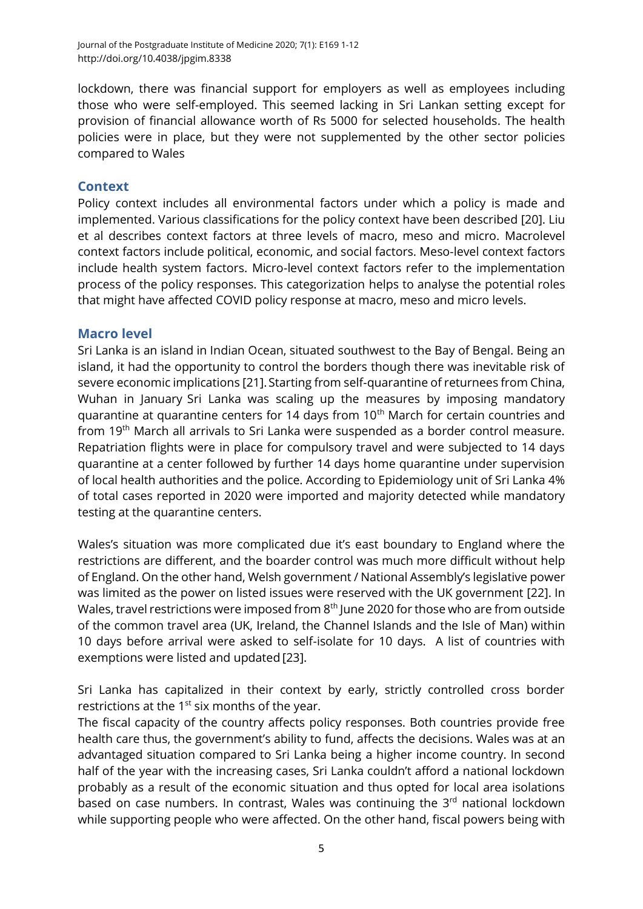lockdown, there was financial support for employers as well as employees including those who were self-employed. This seemed lacking in Sri Lankan setting except for provision of financial allowance worth of Rs 5000 for selected households. The health policies were in place, but they were not supplemented by the other sector policies compared to Wales

## Context

Policy context includes all environmental factors under which a policy is made and implemented. Various classifications for the policy context have been described [20]. Liu et al describes context factors at three levels of macro, meso and micro. Macrolevel context factors include political, economic, and social factors. Meso-level context factors include health system factors. Micro-level context factors refer to the implementation process of the policy responses. This categorization helps to analyse the potential roles that might have affected COVID policy response at macro, meso and micro levels.

## Macro level

Sri Lanka is an island in Indian Ocean, situated southwest to the Bay of Bengal. Being an island, it had the opportunity to control the borders though there was inevitable risk of severe economic implications [21]. Starting from self-quarantine of returnees from China, Wuhan in January Sri Lanka was scaling up the measures by imposing mandatory quarantine at quarantine centers for 14 days from 10th March for certain countries and from 19th March all arrivals to Sri Lanka were suspended as a border control measure. Repatriation flights were in place for compulsory travel and were subjected to 14 days quarantine at a center followed by further 14 days home quarantine under supervision of local health authorities and the police. According to Epidemiology unit of Sri Lanka 4% of total cases reported in 2020 were imported and majority detected while mandatory testing at the quarantine centers.

Wales's situation was more complicated due it's east boundary to England where the restrictions are different, and the boarder control was much more difficult without help of England. On the other hand, Welsh government / National Assembly's legislative power was limited as the power on listed issues were reserved with the UK government [22]. In Wales, travel restrictions were imposed from 8th June 2020 for those who are from outside of the common travel area (UK, Ireland, the Channel Islands and the Isle of Man) within 10 days before arrival were asked to self-isolate for 10 days. A list of countries with exemptions were listed and updated [23].

Sri Lanka has capitalized in their context by early, strictly controlled cross border restrictions at the 1st six months of the year.

The fiscal capacity of the country affects policy responses. Both countries provide free health care thus, the government's ability to fund, affects the decisions. Wales was at an advantaged situation compared to Sri Lanka being a higher income country. In second half of the year with the increasing cases, Sri Lanka couldn't afford a national lockdown probably as a result of the economic situation and thus opted for local area isolations based on case numbers. In contrast, Wales was continuing the 3rd national lockdown while supporting people who were affected. On the other hand, fiscal powers being with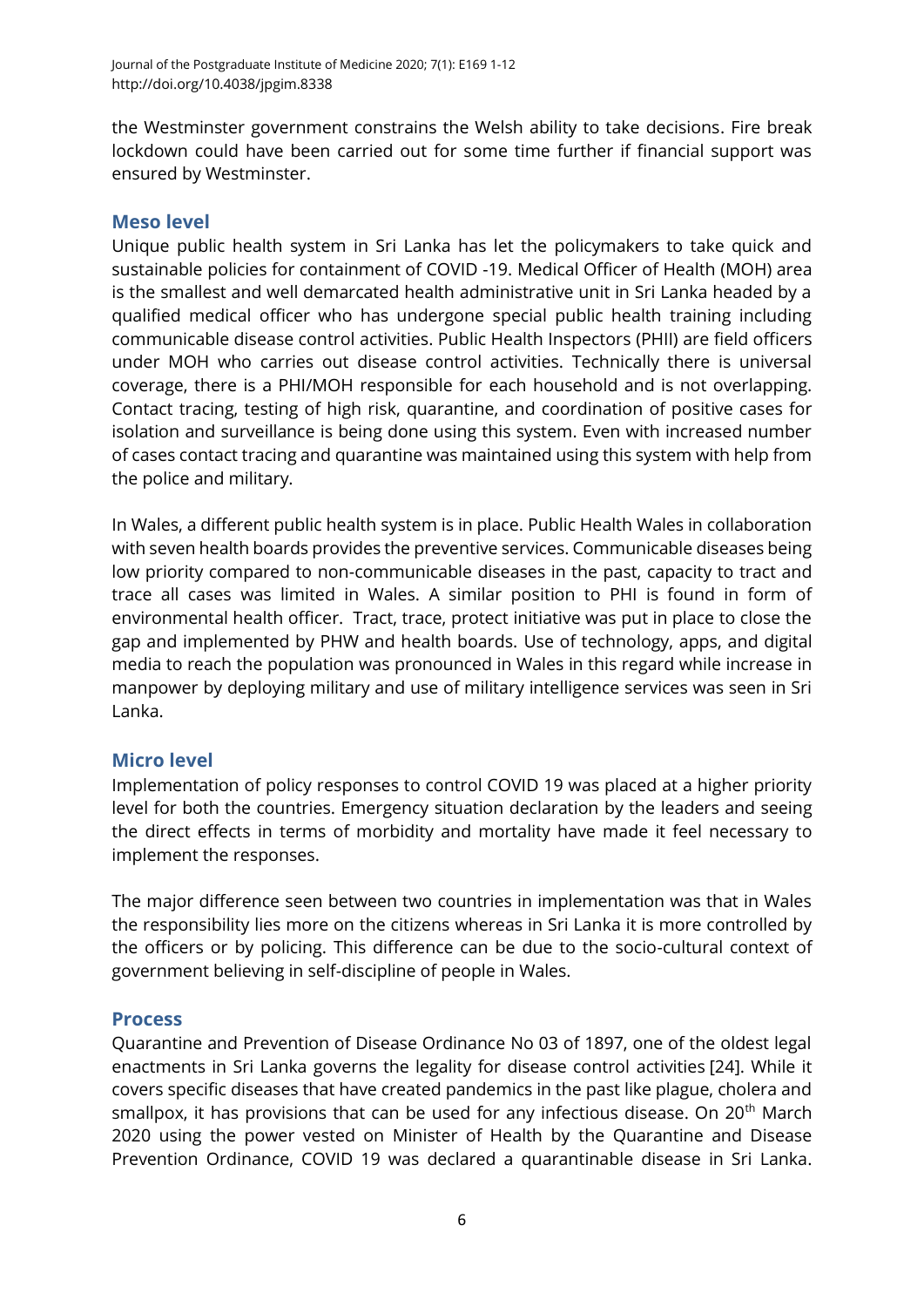the Westminster government constrains the Welsh ability to take decisions. Fire break lockdown could have been carried out for some time further if financial support was ensured by Westminster.

### Meso level

Unique public health system in Sri Lanka has let the policymakers to take quick and sustainable policies for containment of COVID -19. Medical Officer of Health (MOH) area is the smallest and well demarcated health administrative unit in Sri Lanka headed by a qualified medical officer who has undergone special public health training including communicable disease control activities. Public Health Inspectors (PHII) are field officers under MOH who carries out disease control activities. Technically there is universal coverage, there is a PHI/MOH responsible for each household and is not overlapping. Contact tracing, testing of high risk, quarantine, and coordination of positive cases for isolation and surveillance is being done using this system. Even with increased number of cases contact tracing and quarantine was maintained using this system with help from the police and military.

In Wales, a different public health system is in place. Public Health Wales in collaboration with seven health boards provides the preventive services. Communicable diseases being low priority compared to non-communicable diseases in the past, capacity to tract and trace all cases was limited in Wales. A similar position to PHI is found in form of environmental health officer. Tract, trace, protect initiative was put in place to close the gap and implemented by PHW and health boards. Use of technology, apps, and digital media to reach the population was pronounced in Wales in this regard while increase in manpower by deploying military and use of military intelligence services was seen in Sri Lanka.

### Micro level

Implementation of policy responses to control COVID 19 was placed at a higher priority level for both the countries. Emergency situation declaration by the leaders and seeing the direct effects in terms of morbidity and mortality have made it feel necessary to implement the responses.

The major difference seen between two countries in implementation was that in Wales the responsibility lies more on the citizens whereas in Sri Lanka it is more controlled by the officers or by policing. This difference can be due to the socio-cultural context of government believing in self-discipline of people in Wales.

### Process

Quarantine and Prevention of Disease Ordinance No 03 of 1897, one of the oldest legal enactments in Sri Lanka governs the legality for disease control activities [24]. While it covers specific diseases that have created pandemics in the past like plague, cholera and smallpox, it has provisions that can be used for any infectious disease. On 20th March 2020 using the power vested on Minister of Health by the Quarantine and Disease Prevention Ordinance, COVID 19 was declared a quarantinable disease in Sri Lanka.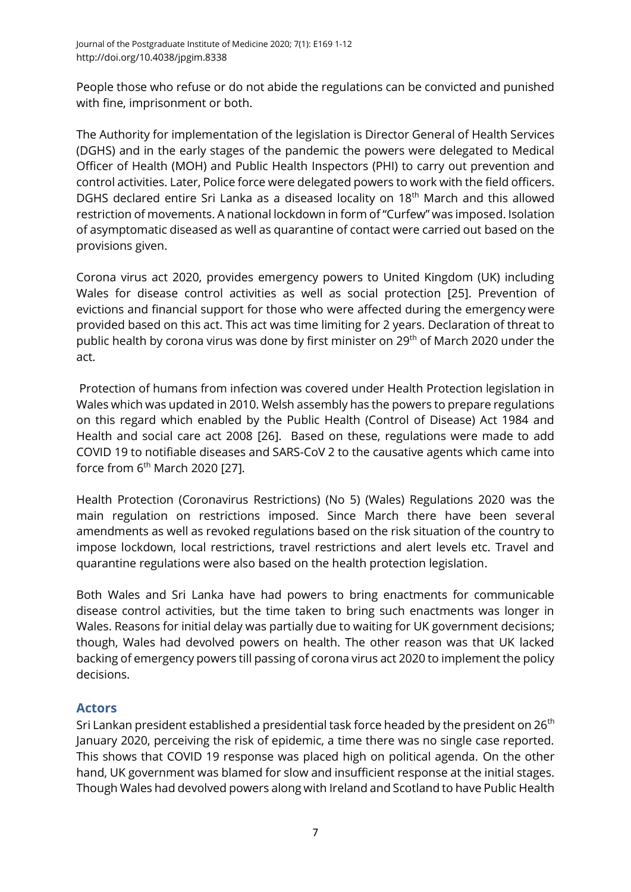People those who refuse or do not abide the regulations can be convicted and punished with fine, imprisonment or both.

The Authority for implementation of the legislation is Director General of Health Services (DGHS) and in the early stages of the pandemic the powers were delegated to Medical Officer of Health (MOH) and Public Health Inspectors (PHI) to carry out prevention and control activities. Later, Police force were delegated powers to work with the field officers. DGHS declared entire Sri Lanka as a diseased locality on 18th March and this allowed restriction of movements. A national lockdown in form of "Curfew" was imposed. Isolation of asymptomatic diseased as well as quarantine of contact were carried out based on the provisions given.

Corona virus act 2020, provides emergency powers to United Kingdom (UK) including Wales for disease control activities as well as social protection [25]. Prevention of evictions and financial support for those who were affected during the emergency were provided based on this act. This act was time limiting for 2 years. Declaration of threat to public health by corona virus was done by first minister on 29th of March 2020 under the act.

Protection of humans from infection was covered under Health Protection legislation in Wales which was updated in 2010. Welsh assembly has the powers to prepare regulations on this regard which enabled by the Public Health (Control of Disease) Act 1984 and Health and social care act 2008 [26]. Based on these, regulations were made to add COVID 19 to notifiable diseases and SARS-CoV 2 to the causative agents which came into force from 6th March 2020 [27].

Health Protection (Coronavirus Restrictions) (No 5) (Wales) Regulations 2020 was the main regulation on restrictions imposed. Since March there have been several amendments as well as revoked regulations based on the risk situation of the country to impose lockdown, local restrictions, travel restrictions and alert levels etc. Travel and quarantine regulations were also based on the health protection legislation.

Both Wales and Sri Lanka have had powers to bring enactments for communicable disease control activities, but the time taken to bring such enactments was longer in Wales. Reasons for initial delay was partially due to waiting for UK government decisions; though, Wales had devolved powers on health. The other reason was that UK lacked backing of emergency powers till passing of corona virus act 2020 to implement the policy decisions.

## Actors

Sri Lankan president established a presidential task force headed by the president on 26th January 2020, perceiving the risk of epidemic, a time there was no single case reported. This shows that COVID 19 response was placed high on political agenda. On the other hand, UK government was blamed for slow and insufficient response at the initial stages. Though Wales had devolved powers along with Ireland and Scotland to have Public Health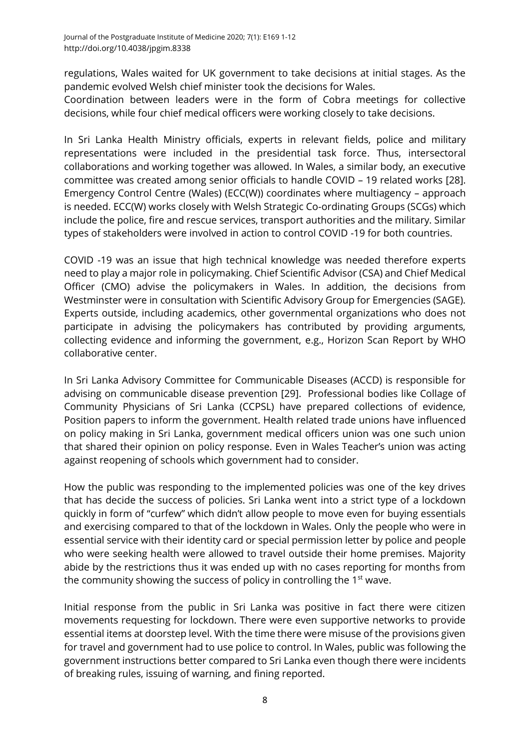regulations, Wales waited for UK government to take decisions at initial stages. As the pandemic evolved Welsh chief minister took the decisions for Wales.

Coordination between leaders were in the form of Cobra meetings for collective decisions, while four chief medical officers were working closely to take decisions.

In Sri Lanka Health Ministry officials, experts in relevant fields, police and military representations were included in the presidential task force. Thus, intersectoral collaborations and working together was allowed. In Wales, a similar body, an executive committee was created among senior officials to handle COVID – 19 related works [28]. Emergency Control Centre (Wales) (ECC(W)) coordinates where multiagency – approach is needed. ECC(W) works closely with Welsh Strategic Co-ordinating Groups (SCGs) which include the police, fire and rescue services, transport authorities and the military. Similar types of stakeholders were involved in action to control COVID -19 for both countries.

COVID -19 was an issue that high technical knowledge was needed therefore experts need to play a major role in policymaking. Chief Scientific Advisor (CSA) and Chief Medical Officer (CMO) advise the policymakers in Wales. In addition, the decisions from Westminster were in consultation with Scientific Advisory Group for Emergencies (SAGE). Experts outside, including academics, other governmental organizations who does not participate in advising the policymakers has contributed by providing arguments, collecting evidence and informing the government, e.g., Horizon Scan Report by WHO collaborative center.

In Sri Lanka Advisory Committee for Communicable Diseases (ACCD) is responsible for advising on communicable disease prevention [29]. Professional bodies like Collage of Community Physicians of Sri Lanka (CCPSL) have prepared collections of evidence, Position papers to inform the government. Health related trade unions have influenced on policy making in Sri Lanka, government medical officers union was one such union that shared their opinion on policy response. Even in Wales Teacher's union was acting against reopening of schools which government had to consider.

How the public was responding to the implemented policies was one of the key drives that has decide the success of policies. Sri Lanka went into a strict type of a lockdown quickly in form of "curfew" which didn't allow people to move even for buying essentials and exercising compared to that of the lockdown in Wales. Only the people who were in essential service with their identity card or special permission letter by police and people who were seeking health were allowed to travel outside their home premises. Majority abide by the restrictions thus it was ended up with no cases reporting for months from the community showing the success of policy in controlling the 1st wave.

Initial response from the public in Sri Lanka was positive in fact there were citizen movements requesting for lockdown. There were even supportive networks to provide essential items at doorstep level. With the time there were misuse of the provisions given for travel and government had to use police to control. In Wales, public was following the government instructions better compared to Sri Lanka even though there were incidents of breaking rules, issuing of warning, and fining reported.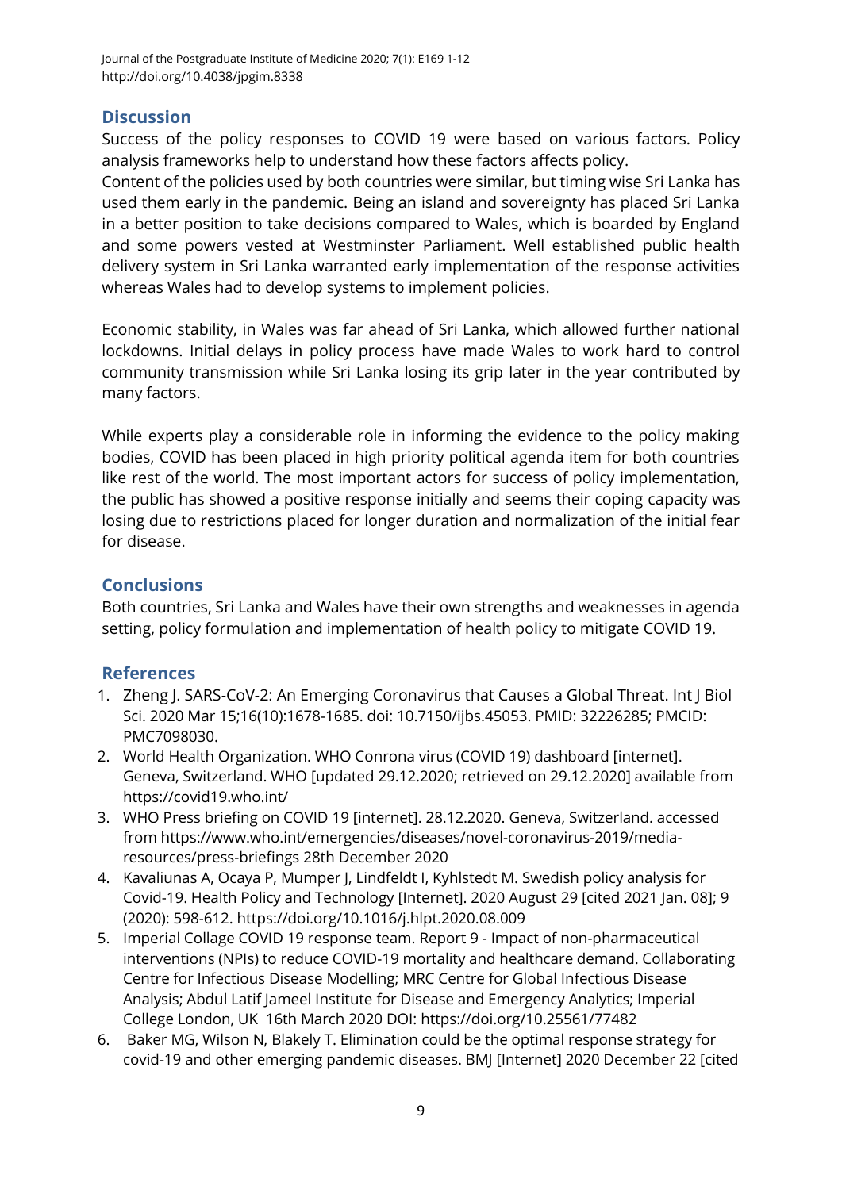## Discussion

Success of the policy responses to COVID 19 were based on various factors. Policy analysis frameworks help to understand how these factors affects policy.

Content of the policies used by both countries were similar, but timing wise Sri Lanka has used them early in the pandemic. Being an island and sovereignty has placed Sri Lanka in a better position to take decisions compared to Wales, which is boarded by England and some powers vested at Westminster Parliament. Well established public health delivery system in Sri Lanka warranted early implementation of the response activities whereas Wales had to develop systems to implement policies.

Economic stability, in Wales was far ahead of Sri Lanka, which allowed further national lockdowns. Initial delays in policy process have made Wales to work hard to control community transmission while Sri Lanka losing its grip later in the year contributed by many factors.

While experts play a considerable role in informing the evidence to the policy making bodies, COVID has been placed in high priority political agenda item for both countries like rest of the world. The most important actors for success of policy implementation, the public has showed a positive response initially and seems their coping capacity was losing due to restrictions placed for longer duration and normalization of the initial fear for disease.

## Conclusions

Both countries, Sri Lanka and Wales have their own strengths and weaknesses in agenda setting, policy formulation and implementation of health policy to mitigate COVID 19.

## References

1. Zheng J. SARS-CoV-2: An Emerging Coronavirus that Causes a Global Threat. Int J Biol Sci. 2020 Mar 15;16(10):1678-1685. doi: 10.7150/ijbs.45053. PMID: 32226285; PMCID: PMC7098030.
2. World Health Organization. WHO Conrona virus (COVID 19) dashboard [internet]. Geneva, Switzerland. WHO [updated 29.12.2020; retrieved on 29.12.2020] available from https://covid19.who.int/
3. WHO Press briefing on COVID 19 [internet]. 28.12.2020. Geneva, Switzerland. accessed from https://www.who.int/emergencies/diseases/novel-coronavirus-2019/media-resources/press-briefings 28th December 2020
4. Kavaliunas A, Ocaya P, Mumper J, Lindfeldt I, Kyhlstedt M. Swedish policy analysis for Covid-19. Health Policy and Technology [Internet]. 2020 August 29 [cited 2021 Jan. 08]; 9 (2020): 598-612. https://doi.org/10.1016/j.hlpt.2020.08.009
5. Imperial Collage COVID 19 response team. Report 9 - Impact of non-pharmaceutical interventions (NPIs) to reduce COVID-19 mortality and healthcare demand. Collaborating Centre for Infectious Disease Modelling; MRC Centre for Global Infectious Disease Analysis; Abdul Latif Jameel Institute for Disease and Emergency Analytics; Imperial College London, UK 16th March 2020 DOI: https://doi.org/10.25561/77482
6. Baker MG, Wilson N, Blakely T. Elimination could be the optimal response strategy for covid-19 and other emerging pandemic diseases. BMJ [Internet] 2020 December 22 [cited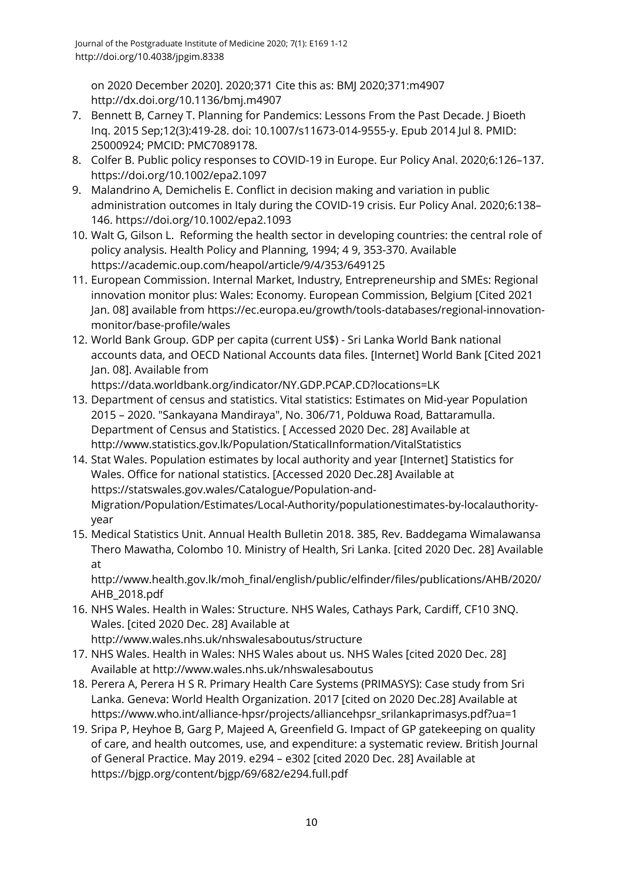on 2020 December 2020]. 2020;371 Cite this as: BMJ 2020;371:m4907 http://dx.doi.org/10.1136/bmj.m4907

7. Bennett B, Carney T. Planning for Pandemics: Lessons From the Past Decade. J Bioeth Inq. 2015 Sep;12(3):419-28. doi: 10.1007/s11673-014-9555-y. Epub 2014 Jul 8. PMID: 25000924; PMCID: PMC7089178.
8. Colfer B. Public policy responses to COVID-19 in Europe. Eur Policy Anal. 2020;6:126–137. https://doi.org/10.1002/epa2.1097
9. Malandrino A, Demichelis E. Conflict in decision making and variation in public administration outcomes in Italy during the COVID-19 crisis. Eur Policy Anal. 2020;6:138–146. https://doi.org/10.1002/epa2.1093
10. Walt G, Gilson L. Reforming the health sector in developing countries: the central role of policy analysis. Health Policy and Planning, 1994; 4 9, 353-370. Available https://academic.oup.com/heapol/article/9/4/353/649125
11. European Commission. Internal Market, Industry, Entrepreneurship and SMEs: Regional innovation monitor plus: Wales: Economy. European Commission, Belgium [Cited 2021 Jan. 08] available from https://ec.europa.eu/growth/tools-databases/regional-innovation-monitor/base-profile/wales
12. World Bank Group. GDP per capita (current US$) - Sri Lanka World Bank national accounts data, and OECD National Accounts data files. [Internet] World Bank [Cited 2021 Jan. 08]. Available from https://data.worldbank.org/indicator/NY.GDP.PCAP.CD?locations=LK
13. Department of census and statistics. Vital statistics: Estimates on Mid-year Population 2015 – 2020. "Sankayana Mandiraya", No. 306/71, Polduwa Road, Battaramulla. Department of Census and Statistics. [ Accessed 2020 Dec. 28] Available at http://www.statistics.gov.lk/Population/StaticalInformation/VitalStatistics
14. Stat Wales. Population estimates by local authority and year [Internet] Statistics for Wales. Office for national statistics. [Accessed 2020 Dec.28] Available at https://statswales.gov.wales/Catalogue/Population-and-Migration/Population/Estimates/Local-Authority/populationestimates-by-localauthority-year
15. Medical Statistics Unit. Annual Health Bulletin 2018. 385, Rev. Baddegama Wimalawansa Thero Mawatha, Colombo 10. Ministry of Health, Sri Lanka. [cited 2020 Dec. 28] Available at http://www.health.gov.lk/moh_final/english/public/elfinder/files/publications/AHB/2020/AHB_2018.pdf
16. NHS Wales. Health in Wales: Structure. NHS Wales, Cathays Park, Cardiff, CF10 3NQ. Wales. [cited 2020 Dec. 28] Available at http://www.wales.nhs.uk/nhswalesaboutus/structure
17. NHS Wales. Health in Wales: NHS Wales about us. NHS Wales [cited 2020 Dec. 28] Available at http://www.wales.nhs.uk/nhswalesaboutus
18. Perera A, Perera H S R. Primary Health Care Systems (PRIMASYS): Case study from Sri Lanka. Geneva: World Health Organization. 2017 [cited on 2020 Dec.28] Available at https://www.who.int/alliance-hpsr/projects/alliancehpsr_srilankaprimasys.pdf?ua=1
19. Sripa P, Heyhoe B, Garg P, Majeed A, Greenfield G. Impact of GP gatekeeping on quality of care, and health outcomes, use, and expenditure: a systematic review. British Journal of General Practice. May 2019. e294 – e302 [cited 2020 Dec. 28] Available at https://bjgp.org/content/bjgp/69/682/e294.full.pdf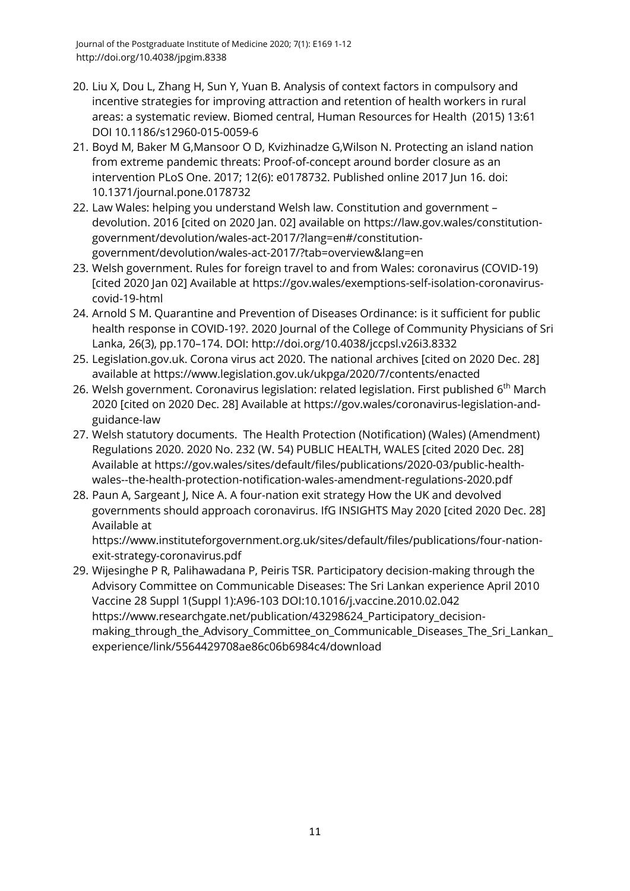20. Liu X, Dou L, Zhang H, Sun Y, Yuan B. Analysis of context factors in compulsory and incentive strategies for improving attraction and retention of health workers in rural areas: a systematic review. Biomed central, Human Resources for Health (2015) 13:61 DOI 10.1186/s12960-015-0059-6
21. Boyd M, Baker M G,Mansoor O D, Kvizhinadze G,Wilson N. Protecting an island nation from extreme pandemic threats: Proof-of-concept around border closure as an intervention PLoS One. 2017; 12(6): e0178732. Published online 2017 Jun 16. doi: 10.1371/journal.pone.0178732
22. Law Wales: helping you understand Welsh law. Constitution and government – devolution. 2016 [cited on 2020 Jan. 02] available on https://law.gov.wales/constitution-government/devolution/wales-act-2017/?lang=en#/constitution-government/devolution/wales-act-2017/?tab=overview&lang=en
23. Welsh government. Rules for foreign travel to and from Wales: coronavirus (COVID-19) [cited 2020 Jan 02] Available at https://gov.wales/exemptions-self-isolation-coronavirus-covid-19-html
24. Arnold S M. Quarantine and Prevention of Diseases Ordinance: is it sufficient for public health response in COVID-19?. 2020 Journal of the College of Community Physicians of Sri Lanka, 26(3), pp.170–174. DOI: http://doi.org/10.4038/jccpsl.v26i3.8332
25. Legislation.gov.uk. Corona virus act 2020. The national archives [cited on 2020 Dec. 28] available at https://www.legislation.gov.uk/ukpga/2020/7/contents/enacted
26. Welsh government. Coronavirus legislation: related legislation. First published 6th March 2020 [cited on 2020 Dec. 28] Available at https://gov.wales/coronavirus-legislation-and-guidance-law
27. Welsh statutory documents. The Health Protection (Notification) (Wales) (Amendment) Regulations 2020. 2020 No. 232 (W. 54) PUBLIC HEALTH, WALES [cited 2020 Dec. 28] Available at https://gov.wales/sites/default/files/publications/2020-03/public-health-wales--the-health-protection-notification-wales-amendment-regulations-2020.pdf
28. Paun A, Sargeant J, Nice A. A four-nation exit strategy How the UK and devolved governments should approach coronavirus. IfG INSIGHTS May 2020 [cited 2020 Dec. 28] Available at https://www.instituteforgovernment.org.uk/sites/default/files/publications/four-nation-exit-strategy-coronavirus.pdf
29. Wijesinghe P R, Palihawadana P, Peiris TSR. Participatory decision-making through the Advisory Committee on Communicable Diseases: The Sri Lankan experience April 2010 Vaccine 28 Suppl 1(Suppl 1):A96-103 DOI:10.1016/j.vaccine.2010.02.042 https://www.researchgate.net/publication/43298624_Participatory_decision-making_through_the_Advisory_Committee_on_Communicable_Diseases_The_Sri_Lankan_experience/link/5564429708ae86c06b6984c4/download